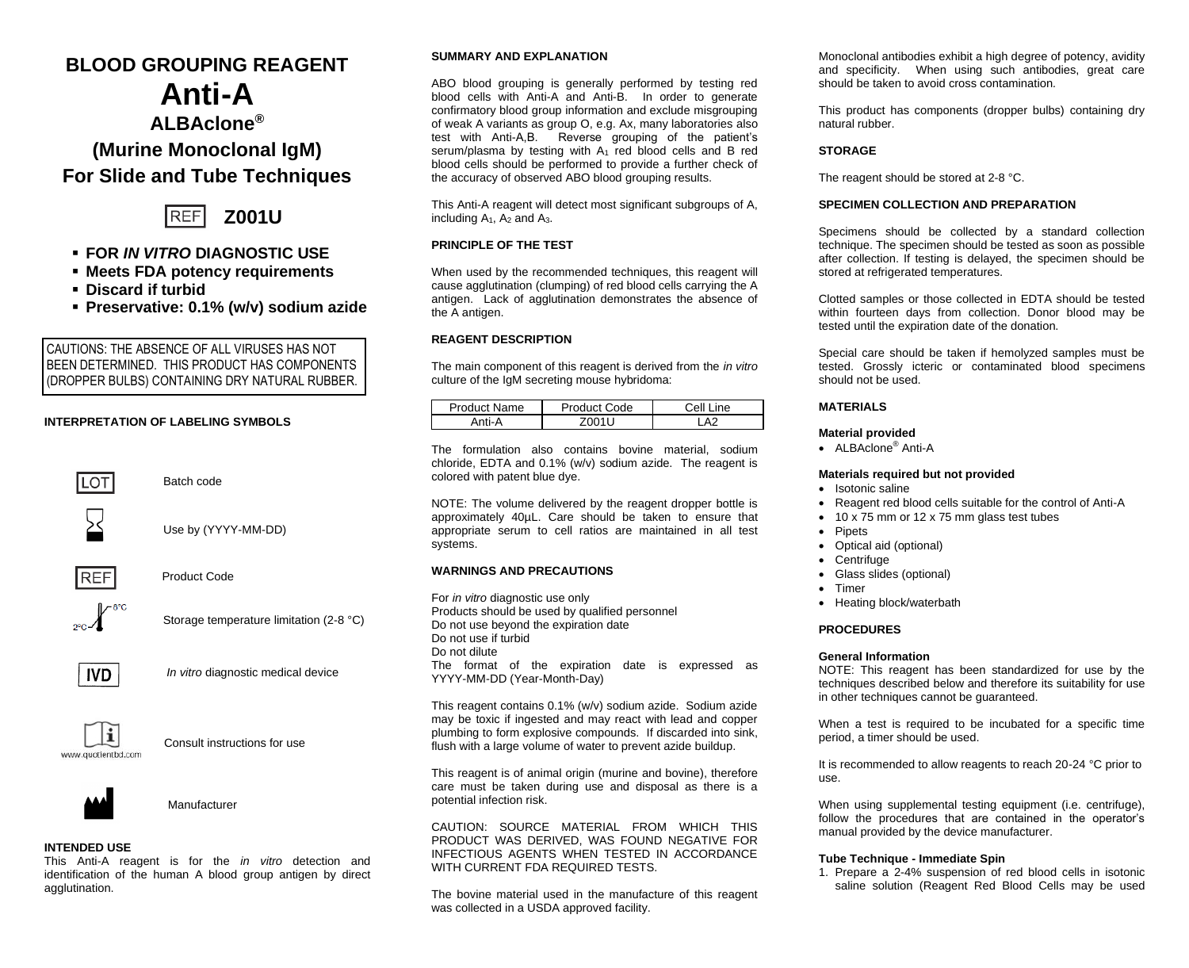# BLOOD GROUPING REAGENT

# Anti-A

## ALBAclone®

## (Murine Monoclonal IgM)

## For Slide and Tube Techniques

REF **Z001U**

- **FOR *IN VITRO* DIAGNOSTIC USE**
- **Meets FDA potency requirements**
- **Discard if turbid**
- **Preservative: 0.1% (w/v) sodium azide**

CAUTIONS: THE ABSENCE OF ALL VIRUSES HAS NOT BEEN DETERMINED. THIS PRODUCT HAS COMPONENTS (DROPPER BULBS) CONTAINING DRY NATURAL RUBBER.

**INTERPRETATION OF LABELING SYMBOLS**

| Symbol | Meaning |
| --- | --- |
| LOT | Batch code |
| (hourglass) | Use by (YYYY-MM-DD) |
| REF | Product Code |
| 2°C–8°C | Storage temperature limitation (2-8 °C) |
| IVD | *In vitro* diagnostic medical device |
| (i) www.quotientbd.com | Consult instructions for use |
| (factory) | Manufacturer |

**INTENDED USE**

This Anti-A reagent is for the *in vitro* detection and identification of the human A blood group antigen by direct agglutination.

**SUMMARY AND EXPLANATION**

ABO blood grouping is generally performed by testing red blood cells with Anti-A and Anti-B. In order to generate confirmatory blood group information and exclude misgrouping of weak A variants as group O, e.g. Ax, many laboratories also test with Anti-A,B. Reverse grouping of the patient's serum/plasma by testing with $A_1$ red blood cells and B red blood cells should be performed to provide a further check of the accuracy of observed ABO blood grouping results.

This Anti-A reagent will detect most significant subgroups of A, including $A_1$, $A_2$ and $A_3$.

**PRINCIPLE OF THE TEST**

When used by the recommended techniques, this reagent will cause agglutination (clumping) of red blood cells carrying the A antigen. Lack of agglutination demonstrates the absence of the A antigen.

**REAGENT DESCRIPTION**

The main component of this reagent is derived from the *in vitro* culture of the IgM secreting mouse hybridoma:

| Product Name | Product Code | Cell Line |
| --- | --- | --- |
| Anti-A | Z001U | LA2 |

The formulation also contains bovine material, sodium chloride, EDTA and 0.1% (w/v) sodium azide. The reagent is colored with patent blue dye.

NOTE: The volume delivered by the reagent dropper bottle is approximately 40µL. Care should be taken to ensure that appropriate serum to cell ratios are maintained in all test systems.

**WARNINGS AND PRECAUTIONS**

For *in vitro* diagnostic use only
Products should be used by qualified personnel
Do not use beyond the expiration date
Do not use if turbid
Do not dilute
The format of the expiration date is expressed as YYYY-MM-DD (Year-Month-Day)

This reagent contains 0.1% (w/v) sodium azide. Sodium azide may be toxic if ingested and may react with lead and copper plumbing to form explosive compounds. If discarded into sink, flush with a large volume of water to prevent azide buildup.

This reagent is of animal origin (murine and bovine), therefore care must be taken during use and disposal as there is a potential infection risk.

CAUTION: SOURCE MATERIAL FROM WHICH THIS PRODUCT WAS DERIVED, WAS FOUND NEGATIVE FOR INFECTIOUS AGENTS WHEN TESTED IN ACCORDANCE WITH CURRENT FDA REQUIRED TESTS.

The bovine material used in the manufacture of this reagent was collected in a USDA approved facility.

Monoclonal antibodies exhibit a high degree of potency, avidity and specificity. When using such antibodies, great care should be taken to avoid cross contamination.

This product has components (dropper bulbs) containing dry natural rubber.

**STORAGE**

The reagent should be stored at 2-8 °C.

**SPECIMEN COLLECTION AND PREPARATION**

Specimens should be collected by a standard collection technique. The specimen should be tested as soon as possible after collection. If testing is delayed, the specimen should be stored at refrigerated temperatures.

Clotted samples or those collected in EDTA should be tested within fourteen days from collection. Donor blood may be tested until the expiration date of the donation.

Special care should be taken if hemolyzed samples must be tested. Grossly icteric or contaminated blood specimens should not be used.

**MATERIALS**

**Material provided**

- ALBAclone® Anti-A

**Materials required but not provided**

- Isotonic saline
- Reagent red blood cells suitable for the control of Anti-A
- 10 x 75 mm or 12 x 75 mm glass test tubes
- Pipets
- Optical aid (optional)
- Centrifuge
- Glass slides (optional)
- Timer
- Heating block/waterbath

**PROCEDURES**

**General Information**

NOTE: This reagent has been standardized for use by the techniques described below and therefore its suitability for use in other techniques cannot be guaranteed.

When a test is required to be incubated for a specific time period, a timer should be used.

It is recommended to allow reagents to reach 20-24 °C prior to use.

When using supplemental testing equipment (i.e. centrifuge), follow the procedures that are contained in the operator's manual provided by the device manufacturer.

**Tube Technique - Immediate Spin**

1. Prepare a 2-4% suspension of red blood cells in isotonic saline solution (Reagent Red Blood Cells may be used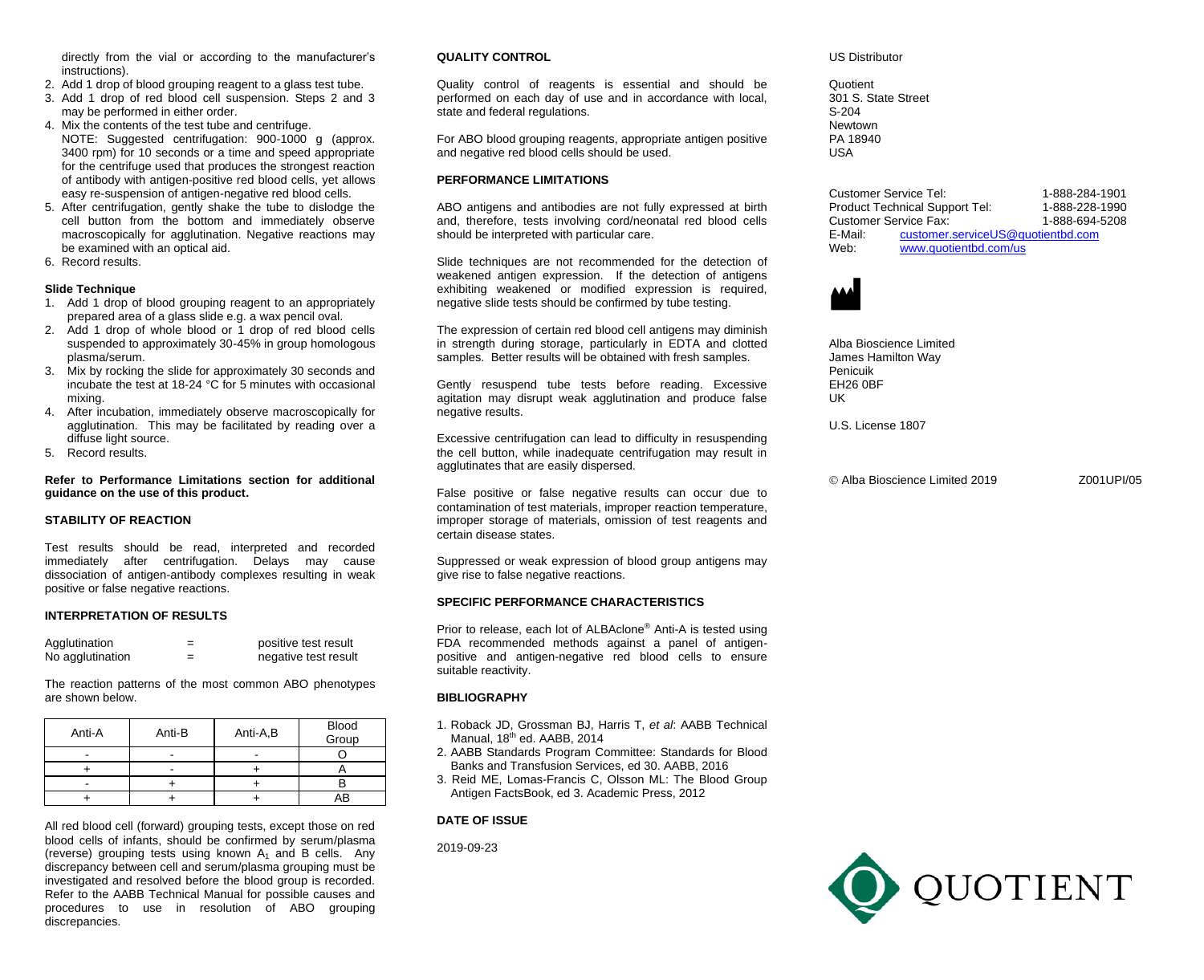directly from the vial or according to the manufacturer's instructions).

2. Add 1 drop of blood grouping reagent to a glass test tube.
3. Add 1 drop of red blood cell suspension. Steps 2 and 3 may be performed in either order.
4. Mix the contents of the test tube and centrifuge.
   NOTE: Suggested centrifugation: 900-1000 g (approx. 3400 rpm) for 10 seconds or a time and speed appropriate for the centrifuge used that produces the strongest reaction of antibody with antigen-positive red blood cells, yet allows easy re-suspension of antigen-negative red blood cells.
5. After centrifugation, gently shake the tube to dislodge the cell button from the bottom and immediately observe macroscopically for agglutination. Negative reactions may be examined with an optical aid.
6. Record results.

**Slide Technique**

1. Add 1 drop of blood grouping reagent to an appropriately prepared area of a glass slide e.g. a wax pencil oval.
2. Add 1 drop of whole blood or 1 drop of red blood cells suspended to approximately 30-45% in group homologous plasma/serum.
3. Mix by rocking the slide for approximately 30 seconds and incubate the test at 18-24 °C for 5 minutes with occasional mixing.
4. After incubation, immediately observe macroscopically for agglutination. This may be facilitated by reading over a diffuse light source.
5. Record results.

**Refer to Performance Limitations section for additional guidance on the use of this product.**

## STABILITY OF REACTION

Test results should be read, interpreted and recorded immediately after centrifugation. Delays may cause dissociation of antigen-antibody complexes resulting in weak positive or false negative reactions.

## INTERPRETATION OF RESULTS

| | | |
|---|---|---|
| Agglutination | = | positive test result |
| No agglutination | = | negative test result |

The reaction patterns of the most common ABO phenotypes are shown below.

| Anti-A | Anti-B | Anti-A,B | Blood Group |
|---|---|---|---|
| - | - | - | O |
| + | - | + | A |
| - | + | + | B |
| + | + | + | AB |

All red blood cell (forward) grouping tests, except those on red blood cells of infants, should be confirmed by serum/plasma (reverse) grouping tests using known $A_1$ and B cells. Any discrepancy between cell and serum/plasma grouping must be investigated and resolved before the blood group is recorded. Refer to the AABB Technical Manual for possible causes and procedures to use in resolution of ABO grouping discrepancies.

## QUALITY CONTROL

Quality control of reagents is essential and should be performed on each day of use and in accordance with local, state and federal regulations.

For ABO blood grouping reagents, appropriate antigen positive and negative red blood cells should be used.

## PERFORMANCE LIMITATIONS

ABO antigens and antibodies are not fully expressed at birth and, therefore, tests involving cord/neonatal red blood cells should be interpreted with particular care.

Slide techniques are not recommended for the detection of weakened antigen expression. If the detection of antigens exhibiting weakened or modified expression is required, negative slide tests should be confirmed by tube testing.

The expression of certain red blood cell antigens may diminish in strength during storage, particularly in EDTA and clotted samples. Better results will be obtained with fresh samples.

Gently resuspend tube tests before reading. Excessive agitation may disrupt weak agglutination and produce false negative results.

Excessive centrifugation can lead to difficulty in resuspending the cell button, while inadequate centrifugation may result in agglutinates that are easily dispersed.

False positive or false negative results can occur due to contamination of test materials, improper reaction temperature, improper storage of materials, omission of test reagents and certain disease states.

Suppressed or weak expression of blood group antigens may give rise to false negative reactions.

## SPECIFIC PERFORMANCE CHARACTERISTICS

Prior to release, each lot of ALBAclone® Anti-A is tested using FDA recommended methods against a panel of antigen-positive and antigen-negative red blood cells to ensure suitable reactivity.

## BIBLIOGRAPHY

1. Roback JD, Grossman BJ, Harris T, *et al*: AABB Technical Manual, 18th ed. AABB, 2014
2. AABB Standards Program Committee: Standards for Blood Banks and Transfusion Services, ed 30. AABB, 2016
3. Reid ME, Lomas-Francis C, Olsson ML: The Blood Group Antigen FactsBook, ed 3. Academic Press, 2012

## DATE OF ISSUE

2019-09-23

US Distributor

Quotient
301 S. State Street
S-204
Newtown
PA 18940
USA

| | | |
|---|---|---|
| Customer Service Tel: | | 1-888-284-1901 |
| Product Technical Support Tel: | | 1-888-228-1990 |
| Customer Service Fax: | | 1-888-694-5208 |
| E-Mail: | customer.serviceUS@quotientbd.com | |
| Web: | www.quotientbd.com/us | |

Alba Bioscience Limited
James Hamilton Way
Penicuik
EH26 0BF
UK

U.S. License 1807

© Alba Bioscience Limited 2019 Z001UPI/05

QUOTIENT